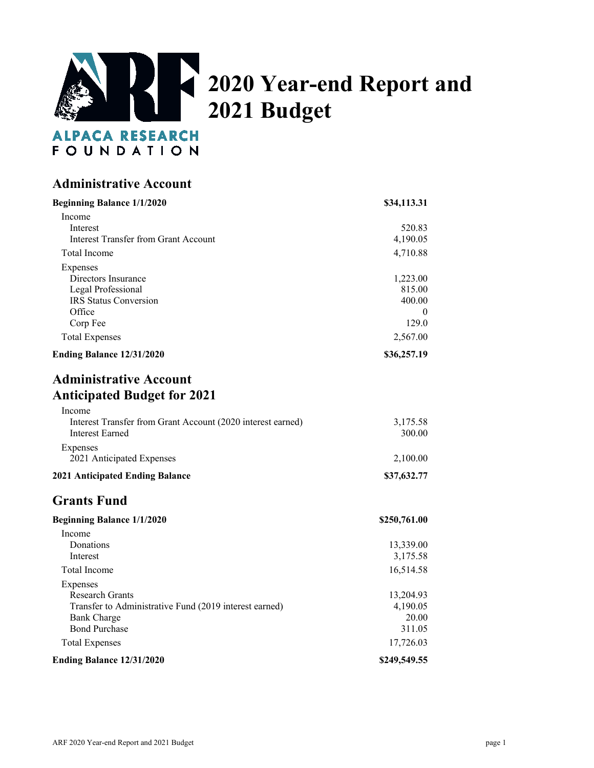ALPACA RESEARCH FOUNDATION

# 2020 Year-end Report and 2021 Budget

## Administrative Account

| | |
|---|---|
| **Beginning Balance 1/1/2020** | **$34,113.31** |
| Income | |
| Interest | 520.83 |
| Interest Transfer from Grant Account | 4,190.05 |
| Total Income | 4,710.88 |
| Expenses | |
| Directors Insurance | 1,223.00 |
| Legal Professional | 815.00 |
| IRS Status Conversion | 400.00 |
| Office | 0 |
| Corp Fee | 129.0 |
| Total Expenses | 2,567.00 |
| **Ending Balance 12/31/2020** | **$36,257.19** |

## Administrative Account Anticipated Budget for 2021

| | |
|---|---|
| Income | |
| Interest Transfer from Grant Account (2020 interest earned) | 3,175.58 |
| Interest Earned | 300.00 |
| Expenses | |
| 2021 Anticipated Expenses | 2,100.00 |
| **2021 Anticipated Ending Balance** | **$37,632.77** |

## Grants Fund

| | |
|---|---|
| **Beginning Balance 1/1/2020** | **$250,761.00** |
| Income | |
| Donations | 13,339.00 |
| Interest | 3,175.58 |
| Total Income | 16,514.58 |
| Expenses | |
| Research Grants | 13,204.93 |
| Transfer to Administrative Fund (2019 interest earned) | 4,190.05 |
| Bank Charge | 20.00 |
| Bond Purchase | 311.05 |
| Total Expenses | 17,726.03 |
| **Ending Balance 12/31/2020** | **$249,549.55** |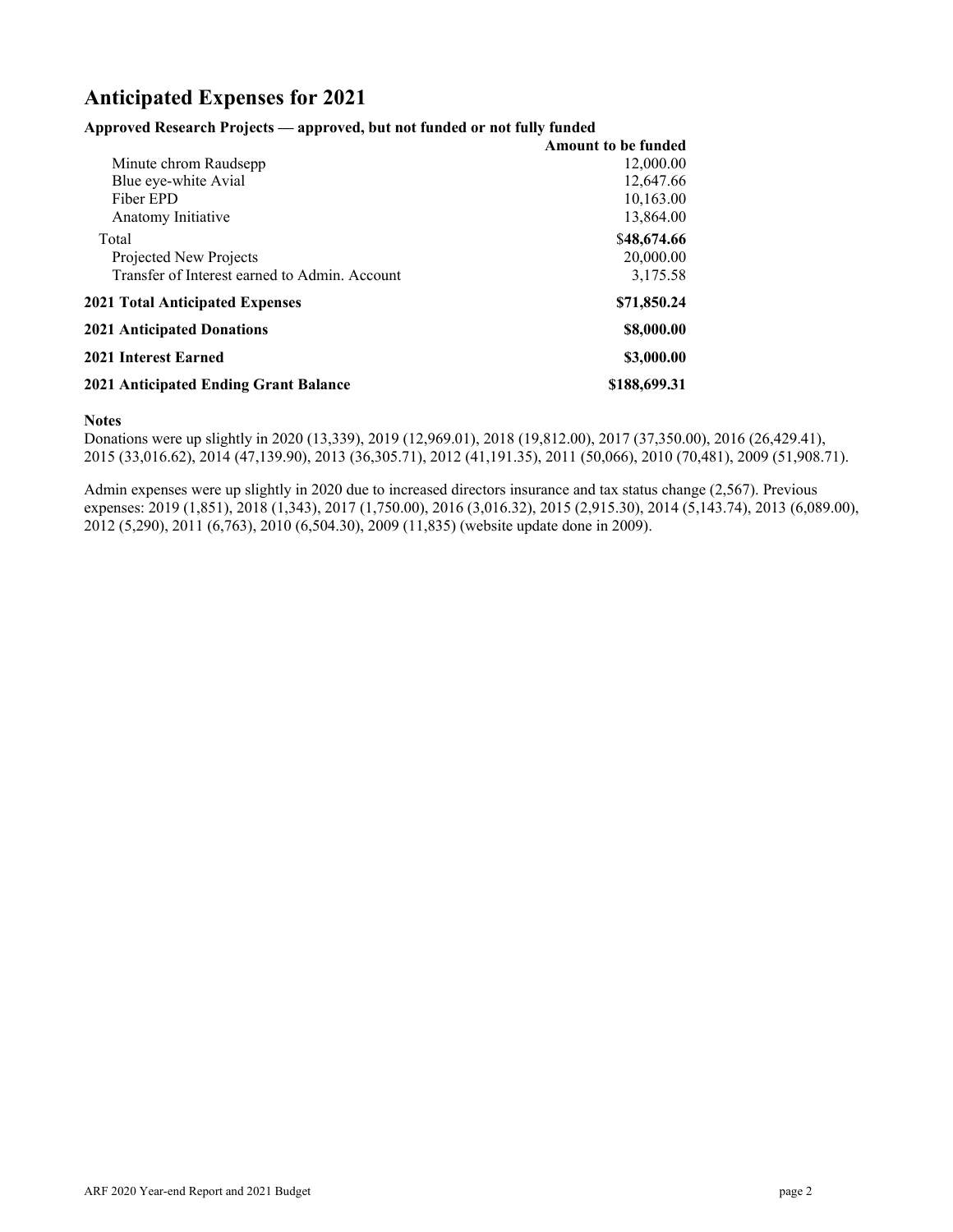# Anticipated Expenses for 2021

**Approved Research Projects — approved, but not funded or not fully funded**

| | **Amount to be funded** |
|---|---|
| Minute chrom Raudsepp | 12,000.00 |
| Blue eye-white Avial | 12,647.66 |
| Fiber EPD | 10,163.00 |
| Anatomy Initiative | 13,864.00 |
| Total | $**48,674.66** |
| Projected New Projects | 20,000.00 |
| Transfer of Interest earned to Admin. Account | 3,175.58 |
| **2021 Total Anticipated Expenses** | **$71,850.24** |
| **2021 Anticipated Donations** | **$8,000.00** |
| **2021 Interest Earned** | **$3,000.00** |
| **2021 Anticipated Ending Grant Balance** | **$188,699.31** |

**Notes**

Donations were up slightly in 2020 (13,339), 2019 (12,969.01), 2018 (19,812.00), 2017 (37,350.00), 2016 (26,429.41), 2015 (33,016.62), 2014 (47,139.90), 2013 (36,305.71), 2012 (41,191.35), 2011 (50,066), 2010 (70,481), 2009 (51,908.71).

Admin expenses were up slightly in 2020 due to increased directors insurance and tax status change (2,567). Previous expenses: 2019 (1,851), 2018 (1,343), 2017 (1,750.00), 2016 (3,016.32), 2015 (2,915.30), 2014 (5,143.74), 2013 (6,089.00), 2012 (5,290), 2011 (6,763), 2010 (6,504.30), 2009 (11,835) (website update done in 2009).